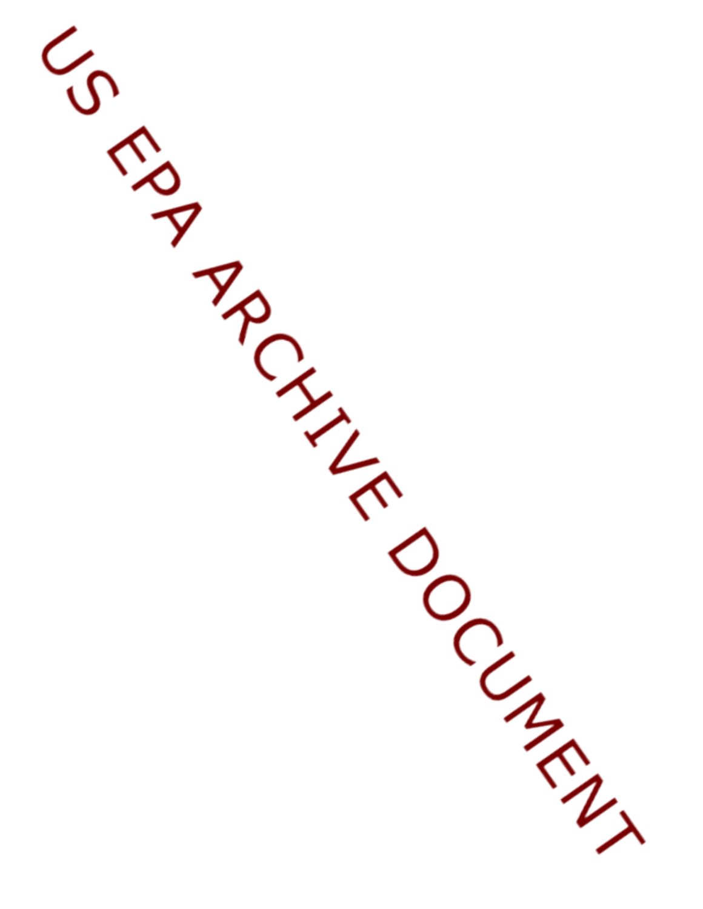US EPA ARCHIVE DOCUMENT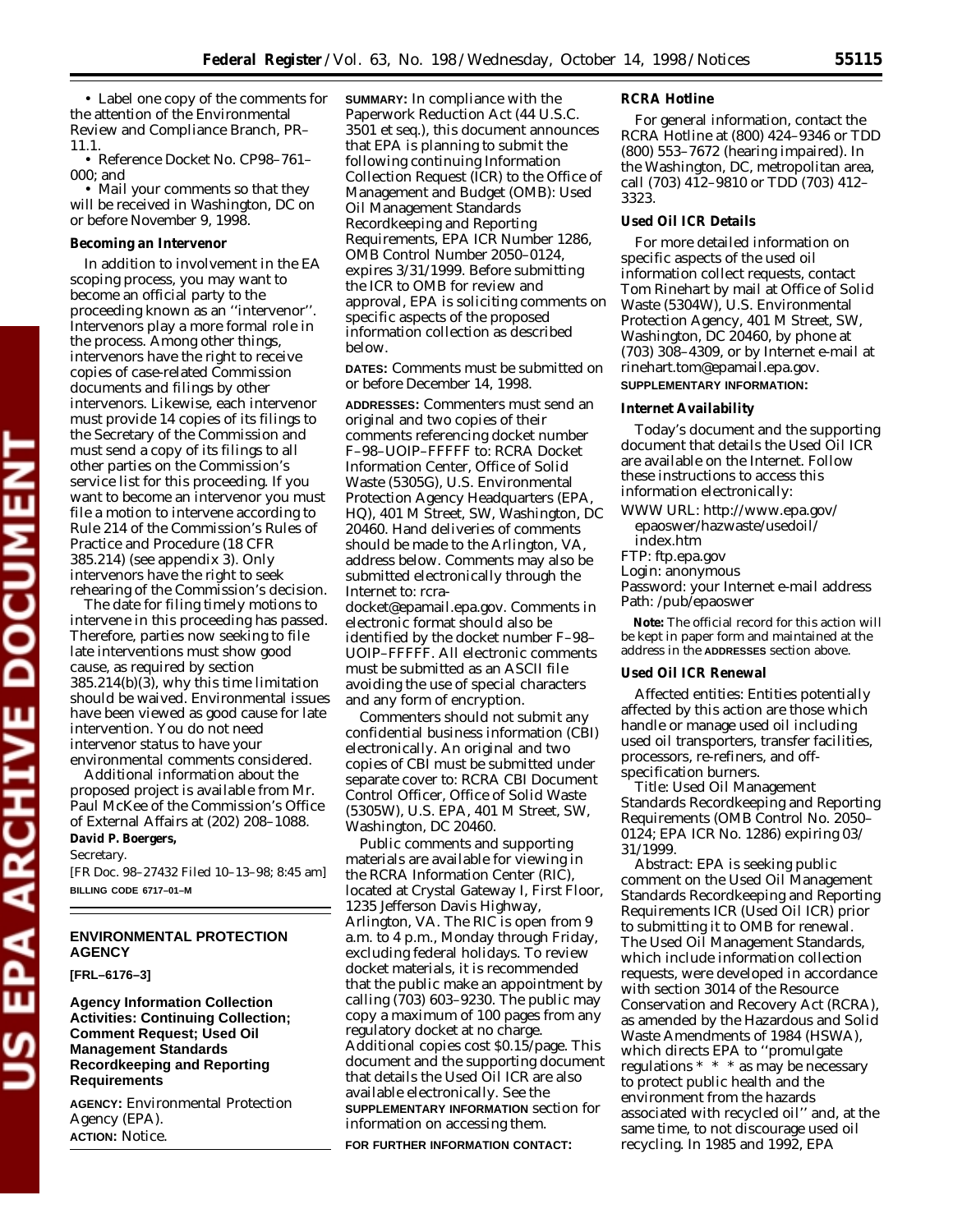• Label one copy of the comments for the attention of the Environmental Review and Compliance Branch, PR–11.1.

• Reference Docket No. CP98–761–000; and

• Mail your comments so that they will be received in Washington, DC on or before November 9, 1998.

### Becoming an Intervenor

In addition to involvement in the EA scoping process, you may want to become an official party to the proceeding known as an ''intervenor''. Intervenors play a more formal role in the process. Among other things, intervenors have the right to receive copies of case-related Commission documents and filings by other intervenors. Likewise, each intervenor must provide 14 copies of its filings to the Secretary of the Commission and must send a copy of its filings to all other parties on the Commission's service list for this proceeding. If you want to become an intervenor you must file a motion to intervene according to Rule 214 of the Commission's Rules of Practice and Procedure (18 CFR 385.214) (see appendix 3). Only intervenors have the right to seek rehearing of the Commission's decision.

The date for filing timely motions to intervene in this proceeding has passed. Therefore, parties now seeking to file late interventions must show good cause, as required by section 385.214(b)(3), why this time limitation should be waived. Environmental issues have been viewed as good cause for late intervention. You do not need intervenor status to have your environmental comments considered.

Additional information about the proposed project is available from Mr. Paul McKee of the Commission's Office of External Affairs at (202) 208–1088.

**David P. Boergers,**

*Secretary.*

[FR Doc. 98–27432 Filed 10–13–98; 8:45 am]

**BILLING CODE 6717–01–M**

## ENVIRONMENTAL PROTECTION AGENCY

**[FRL–6176–3]**

## Agency Information Collection Activities: Continuing Collection; Comment Request; Used Oil Management Standards Recordkeeping and Reporting Requirements

**AGENCY:** Environmental Protection Agency (EPA).

**ACTION:** Notice.

**SUMMARY:** In compliance with the Paperwork Reduction Act (44 U.S.C. 3501 et seq.), this document announces that EPA is planning to submit the following continuing Information Collection Request (ICR) to the Office of Management and Budget (OMB): Used Oil Management Standards Recordkeeping and Reporting Requirements, EPA ICR Number 1286, OMB Control Number 2050–0124, expires 3/31/1999. Before submitting the ICR to OMB for review and approval, EPA is soliciting comments on specific aspects of the proposed information collection as described below.

**DATES:** Comments must be submitted on or before December 14, 1998.

**ADDRESSES:** Commenters must send an original and two copies of their comments referencing docket number F–98–UOIP–FFFFF to: RCRA Docket Information Center, Office of Solid Waste (5305G), U.S. Environmental Protection Agency Headquarters (EPA, HQ), 401 M Street, SW, Washington, DC 20460. Hand deliveries of comments should be made to the Arlington, VA, address below. Comments may also be submitted electronically through the Internet to: rcra-docket@epamail.epa.gov. Comments in electronic format should also be identified by the docket number F–98–UOIP–FFFFF. All electronic comments must be submitted as an ASCII file avoiding the use of special characters and any form of encryption.

Commenters should not submit any confidential business information (CBI) electronically. An original and two copies of CBI must be submitted under separate cover to: RCRA CBI Document Control Officer, Office of Solid Waste (5305W), U.S. EPA, 401 M Street, SW, Washington, DC 20460.

Public comments and supporting materials are available for viewing in the RCRA Information Center (RIC), located at Crystal Gateway I, First Floor, 1235 Jefferson Davis Highway, Arlington, VA. The RIC is open from 9 a.m. to 4 p.m., Monday through Friday, excluding federal holidays. To review docket materials, it is recommended that the public make an appointment by calling (703) 603–9230. The public may copy a maximum of 100 pages from any regulatory docket at no charge. Additional copies cost $0.15/page. This document and the supporting document that details the Used Oil ICR are also available electronically. See the **SUPPLEMENTARY INFORMATION** section for information on accessing them.

**FOR FURTHER INFORMATION CONTACT:**

### RCRA Hotline

For general information, contact the RCRA Hotline at (800) 424–9346 or TDD (800) 553–7672 (hearing impaired). In the Washington, DC, metropolitan area, call (703) 412–9810 or TDD (703) 412–3323.

### Used Oil ICR Details

For more detailed information on specific aspects of the used oil information collect requests, contact Tom Rinehart by mail at Office of Solid Waste (5304W), U.S. Environmental Protection Agency, 401 M Street, SW, Washington, DC 20460, by phone at (703) 308–4309, or by Internet e-mail at rinehart.tom@epamail.epa.gov.

**SUPPLEMENTARY INFORMATION:**

### Internet Availability

Today's document and the supporting document that details the Used Oil ICR are available on the Internet. Follow these instructions to access this information electronically:

WWW URL: http://www.epa.gov/epaoswer/hazwaste/usedoil/index.htm
FTP: ftp.epa.gov
Login: anonymous
Password: your Internet e-mail address
Path: /pub/epaoswer

**Note:** The official record for this action will be kept in paper form and maintained at the address in the **ADDRESSES** section above.

### Used Oil ICR Renewal

Affected entities: Entities potentially affected by this action are those which handle or manage used oil including used oil transporters, transfer facilities, processors, re-refiners, and off-specification burners.

Title: Used Oil Management Standards Recordkeeping and Reporting Requirements (OMB Control No. 2050–0124; EPA ICR No. 1286) expiring 03/31/1999.

Abstract: EPA is seeking public comment on the Used Oil Management Standards Recordkeeping and Reporting Requirements ICR (Used Oil ICR) prior to submitting it to OMB for renewal. The Used Oil Management Standards, which include information collection requests, were developed in accordance with section 3014 of the Resource Conservation and Recovery Act (RCRA), as amended by the Hazardous and Solid Waste Amendments of 1984 (HSWA), which directs EPA to ''promulgate regulations * * * as may be necessary to protect public health and the environment from the hazards associated with recycled oil'' and, at the same time, to not discourage used oil recycling. In 1985 and 1992, EPA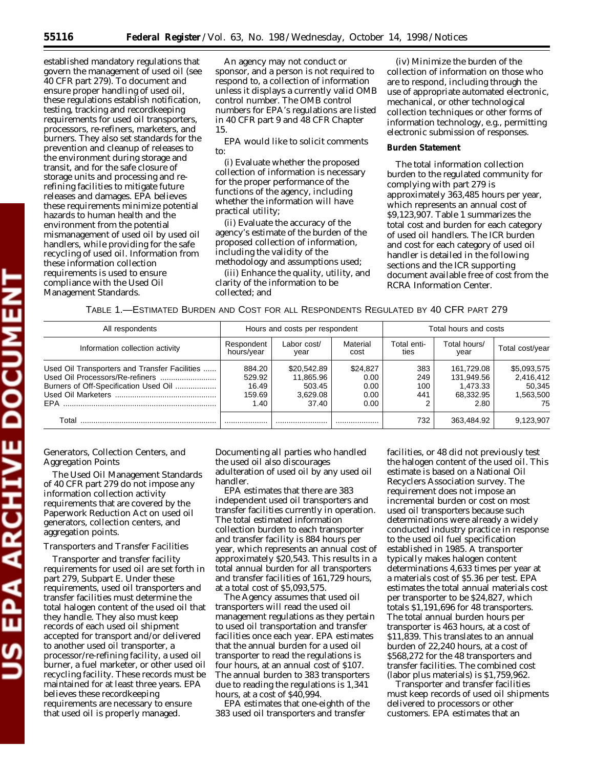established mandatory regulations that govern the management of used oil (see 40 CFR part 279). To document and ensure proper handling of used oil, these regulations establish notification, testing, tracking and recordkeeping requirements for used oil transporters, processors, re-refiners, marketers, and burners. They also set standards for the prevention and cleanup of releases to the environment during storage and transit, and for the safe closure of storage units and processing and re-refining facilities to mitigate future releases and damages. EPA believes these requirements minimize potential hazards to human health and the environment from the potential mismanagement of used oil by used oil handlers, while providing for the safe recycling of used oil. Information from these information collection requirements is used to ensure compliance with the Used Oil Management Standards.

An agency may not conduct or sponsor, and a person is not required to respond to, a collection of information unless it displays a currently valid OMB control number. The OMB control numbers for EPA's regulations are listed in 40 CFR part 9 and 48 CFR Chapter 15.

EPA would like to solicit comments to:

(i) Evaluate whether the proposed collection of information is necessary for the proper performance of the functions of the agency, including whether the information will have practical utility;

(ii) Evaluate the accuracy of the agency's estimate of the burden of the proposed collection of information, including the validity of the methodology and assumptions used;

(iii) Enhance the quality, utility, and clarity of the information to be collected; and

(iv) Minimize the burden of the collection of information on those who are to respond, including through the use of appropriate automated electronic, mechanical, or other technological collection techniques or other forms of information technology, e.g., permitting electronic submission of responses.

**Burden Statement**

The total information collection burden to the regulated community for complying with part 279 is approximately 363,485 hours per year, which represents an annual cost of $9,123,907. Table 1 summarizes the total cost and burden for each category of used oil handlers. The ICR burden and cost for each category of used oil handler is detailed in the following sections and the ICR supporting document available free of cost from the RCRA Information Center.

TABLE 1.—ESTIMATED BURDEN AND COST FOR ALL RESPONDENTS REGULATED BY 40 CFR PART 279

| All respondents | Hours and costs per respondent | | | Total hours and costs | | |
|---|---|---|---|---|---|---|
| Information collection activity | Respondent hours/year | Labor cost/ year | Material cost | Total entities | Total hours/ year | Total cost/year |
| Used Oil Transporters and Transfer Facilities | 884.20 | $20,542.89 | $24,827 | 383 | 161,729.08 | $5,093,575 |
| Used Oil Processors/Re-refiners | 529.92 | 11,865.96 | 0.00 | 249 | 131,949.56 | 2,416,412 |
| Burners of Off-Specification Used Oil | 16.49 | 503.45 | 0.00 | 100 | 1,473.33 | 50,345 |
| Used Oil Marketers | 159.69 | 3,629.08 | 0.00 | 441 | 68,332.95 | 1,563,500 |
| EPA | 1.40 | 37.40 | 0.00 | 2 | 2.80 | 75 |
| Total | | | | 732 | 363,484.92 | 9,123,907 |

Generators, Collection Centers, and Aggregation Points

The Used Oil Management Standards of 40 CFR part 279 do not impose any information collection activity requirements that are covered by the Paperwork Reduction Act on used oil generators, collection centers, and aggregation points.

Transporters and Transfer Facilities

Transporter and transfer facility requirements for used oil are set forth in part 279, Subpart E. Under these requirements, used oil transporters and transfer facilities must determine the total halogen content of the used oil that they handle. They also must keep records of each used oil shipment accepted for transport and/or delivered to another used oil transporter, a processor/re-refining facility, a used oil burner, a fuel marketer, or other used oil recycling facility. These records must be maintained for at least three years. EPA believes these recordkeeping requirements are necessary to ensure that used oil is properly managed. Documenting all parties who handled the used oil also discourages adulteration of used oil by any used oil handler.

EPA estimates that there are 383 independent used oil transporters and transfer facilities currently in operation. The total estimated information collection burden to each transporter and transfer facility is 884 hours per year, which represents an annual cost of approximately $20,543. This results in a total annual burden for all transporters and transfer facilities of 161,729 hours, at a total cost of $5,093,575.

The Agency assumes that used oil transporters will read the used oil management regulations as they pertain to used oil transportation and transfer facilities once each year. EPA estimates that the annual burden for a used oil transporter to read the regulations is four hours, at an annual cost of $107. The annual burden to 383 transporters due to reading the regulations is 1,341 hours, at a cost of $40,994.

EPA estimates that one-eighth of the 383 used oil transporters and transfer facilities, or 48 did not previously test the halogen content of the used oil. This estimate is based on a National Oil Recyclers Association survey. The requirement does not impose an incremental burden or cost on most used oil transporters because such determinations were already a widely conducted industry practice in response to the used oil fuel specification established in 1985. A transporter typically makes halogen content determinations 4,633 times per year at a materials cost of $5.36 per test. EPA estimates the total annual materials cost per transporter to be $24,827, which totals $1,191,696 for 48 transporters. The total annual burden hours per transporter is 463 hours, at a cost of $11,839. This translates to an annual burden of 22,240 hours, at a cost of $568,272 for the 48 transporters and transfer facilities. The combined cost (labor plus materials) is $1,759,962.

Transporter and transfer facilities must keep records of used oil shipments delivered to processors or other customers. EPA estimates that an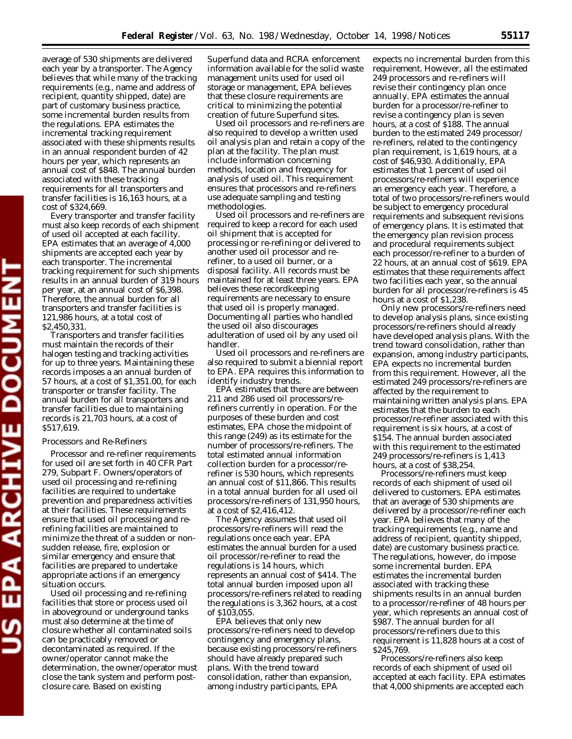average of 530 shipments are delivered each year by a transporter. The Agency believes that while many of the tracking requirements (e.g., name and address of recipient, quantity shipped, date) are part of customary business practice, some incremental burden results from the regulations. EPA estimates the incremental tracking requirement associated with these shipments results in an annual respondent burden of 42 hours per year, which represents an annual cost of $848. The annual burden associated with these tracking requirements for all transporters and transfer facilities is 16,163 hours, at a cost of $324,669.

Every transporter and transfer facility must also keep records of each shipment of used oil accepted at each facility. EPA estimates that an average of 4,000 shipments are accepted each year by each transporter. The incremental tracking requirement for such shipments results in an annual burden of 319 hours per year, at an annual cost of $6,398. Therefore, the annual burden for all transporters and transfer facilities is 121,986 hours, at a total cost of $2,450,331.

Transporters and transfer facilities must maintain the records of their halogen testing and tracking activities for up to three years. Maintaining these records imposes a an annual burden of 57 hours, at a cost of $1,351.00, for each transporter or transfer facility. The annual burden for all transporters and transfer facilities due to maintaining records is 21,703 hours, at a cost of $517,619.

*Processors and Re-Refiners*

Processor and re-refiner requirements for used oil are set forth in 40 CFR Part 279, Subpart F. Owners/operators of used oil processing and re-refining facilities are required to undertake prevention and preparedness activities at their facilities. These requirements ensure that used oil processing and re-refining facilities are maintained to minimize the threat of a sudden or non-sudden release, fire, explosion or similar emergency and ensure that facilities are prepared to undertake appropriate actions if an emergency situation occurs.

Used oil processing and re-refining facilities that store or process used oil in aboveground or underground tanks must also determine at the time of closure whether all contaminated soils can be practicably removed or decontaminated as required. If the owner/operator cannot make the determination, the owner/operator must close the tank system and perform post-closure care. Based on existing Superfund data and RCRA enforcement information available for the solid waste management units used for used oil storage or management, EPA believes that these closure requirements are critical to minimizing the potential creation of future Superfund sites.

Used oil processors and re-refiners are also required to develop a written used oil analysis plan and retain a copy of the plan at the facility. The plan must include information concerning methods, location and frequency for analysis of used oil. This requirement ensures that processors and re-refiners use adequate sampling and testing methodologies.

Used oil processors and re-refiners are required to keep a record for each used oil shipment that is accepted for processing or re-refining or delivered to another used oil processor and re-refiner, to a used oil burner, or a disposal facility. All records must be maintained for at least three years. EPA believes these recordkeeping requirements are necessary to ensure that used oil is properly managed. Documenting all parties who handled the used oil also discourages adulteration of used oil by any used oil handler.

Used oil processors and re-refiners are also required to submit a biennial report to EPA. EPA requires this information to identify industry trends.

EPA estimates that there are between 211 and 286 used oil processors/re-refiners currently in operation. For the purposes of these burden and cost estimates, EPA chose the midpoint of this range (249) as its estimate for the number of processors/re-refiners. The total estimated annual information collection burden for a processor/re-refiner is 530 hours, which represents an annual cost of $11,866. This results in a total annual burden for all used oil processors/re-refiners of 131,950 hours, at a cost of $2,416,412.

The Agency assumes that used oil processors/re-refiners will read the regulations once each year. EPA estimates the annual burden for a used oil processor/re-refiner to read the regulations is 14 hours, which represents an annual cost of $414. The total annual burden imposed upon all processors/re-refiners related to reading the regulations is 3,362 hours, at a cost of $103,055.

EPA believes that only new processors/re-refiners need to develop contingency and emergency plans, because existing processors/re-refiners should have already prepared such plans. With the trend toward consolidation, rather than expansion, among industry participants, EPA expects no incremental burden from this requirement. However, all the estimated 249 processors and re-refiners will revise their contingency plan once annually. EPA estimates the annual burden for a processor/re-refiner to revise a contingency plan is seven hours, at a cost of $188. The annual burden to the estimated 249 processor/re-refiners, related to the contingency plan requirement, is 1,619 hours, at a cost of $46,930. Additionally, EPA estimates that 1 percent of used oil processors/re-refiners will experience an emergency each year. Therefore, a total of two processors/re-refiners would be subject to emergency procedural requirements and subsequent revisions of emergency plans. It is estimated that the emergency plan revision process and procedural requirements subject each processor/re-refiner to a burden of 22 hours, at an annual cost of $619. EPA estimates that these requirements affect two facilities each year, so the annual burden for all processor/re-refiners is 45 hours at a cost of $1,238.

Only new processors/re-refiners need to develop analysis plans, since existing processors/re-refiners should already have developed analysis plans. With the trend toward consolidation, rather than expansion, among industry participants, EPA expects no incremental burden from this requirement. However, all the estimated 249 processors/re-refiners are affected by the requirement to maintaining written analysis plans. EPA estimates that the burden to each processor/re-refiner associated with this requirement is six hours, at a cost of $154. The annual burden associated with this requirement to the estimated 249 processors/re-refiners is 1,413 hours, at a cost of $38,254.

Processors/re-refiners must keep records of each shipment of used oil delivered to customers. EPA estimates that an average of 530 shipments are delivered by a processor/re-refiner each year. EPA believes that many of the tracking requirements (e.g., name and address of recipient, quantity shipped, date) are customary business practice. The regulations, however, do impose some incremental burden. EPA estimates the incremental burden associated with tracking these shipments results in an annual burden to a processor/re-refiner of 48 hours per year, which represents an annual cost of $987. The annual burden for all processors/re-refiners due to this requirement is 11,828 hours at a cost of $245,769.

Processors/re-refiners also keep records of each shipment of used oil accepted at each facility. EPA estimates that 4,000 shipments are accepted each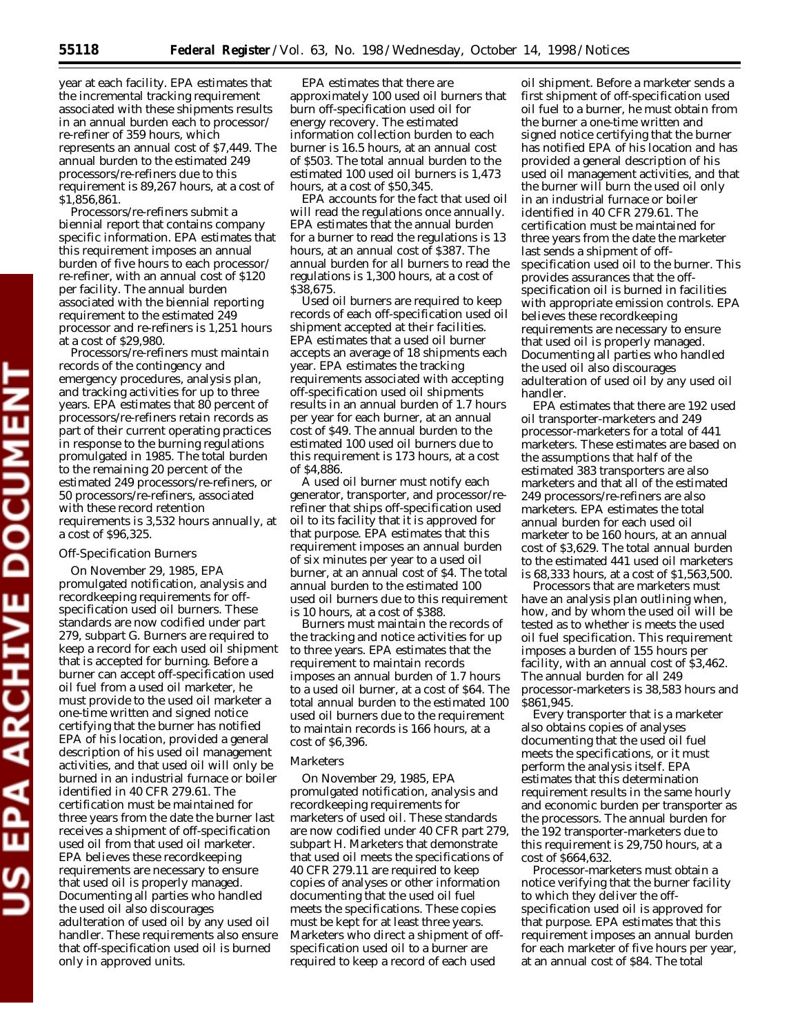year at each facility. EPA estimates that the incremental tracking requirement associated with these shipments results in an annual burden each to processor/re-refiner of 359 hours, which represents an annual cost of $7,449. The annual burden to the estimated 249 processors/re-refiners due to this requirement is 89,267 hours, at a cost of $1,856,861.

Processors/re-refiners submit a biennial report that contains company specific information. EPA estimates that this requirement imposes an annual burden of five hours to each processor/re-refiner, with an annual cost of $120 per facility. The annual burden associated with the biennial reporting requirement to the estimated 249 processor and re-refiners is 1,251 hours at a cost of $29,980.

Processors/re-refiners must maintain records of the contingency and emergency procedures, analysis plan, and tracking activities for up to three years. EPA estimates that 80 percent of processors/re-refiners retain records as part of their current operating practices in response to the burning regulations promulgated in 1985. The total burden to the remaining 20 percent of the estimated 249 processors/re-refiners, or 50 processors/re-refiners, associated with these record retention requirements is 3,532 hours annually, at a cost of $96,325.

*Off-Specification Burners*

On November 29, 1985, EPA promulgated notification, analysis and recordkeeping requirements for off-specification used oil burners. These standards are now codified under part 279, subpart G. Burners are required to keep a record for each used oil shipment that is accepted for burning. Before a burner can accept off-specification used oil fuel from a used oil marketer, he must provide to the used oil marketer a one-time written and signed notice certifying that the burner has notified EPA of his location, provided a general description of his used oil management activities, and that used oil will only be burned in an industrial furnace or boiler identified in 40 CFR 279.61. The certification must be maintained for three years from the date the burner last receives a shipment of off-specification used oil from that used oil marketer. EPA believes these recordkeeping requirements are necessary to ensure that used oil is properly managed. Documenting all parties who handled the used oil also discourages adulteration of used oil by any used oil handler. These requirements also ensure that off-specification used oil is burned only in approved units.

EPA estimates that there are approximately 100 used oil burners that burn off-specification used oil for energy recovery. The estimated information collection burden to each burner is 16.5 hours, at an annual cost of $503. The total annual burden to the estimated 100 used oil burners is 1,473 hours, at a cost of $50,345.

EPA accounts for the fact that used oil will read the regulations once annually. EPA estimates that the annual burden for a burner to read the regulations is 13 hours, at an annual cost of $387. The annual burden for all burners to read the regulations is 1,300 hours, at a cost of $38,675.

Used oil burners are required to keep records of each off-specification used oil shipment accepted at their facilities. EPA estimates that a used oil burner accepts an average of 18 shipments each year. EPA estimates the tracking requirements associated with accepting off-specification used oil shipments results in an annual burden of 1.7 hours per year for each burner, at an annual cost of $49. The annual burden to the estimated 100 used oil burners due to this requirement is 173 hours, at a cost of $4,886.

A used oil burner must notify each generator, transporter, and processor/re-refiner that ships off-specification used oil to its facility that it is approved for that purpose. EPA estimates that this requirement imposes an annual burden of six minutes per year to a used oil burner, at an annual cost of $4. The total annual burden to the estimated 100 used oil burners due to this requirement is 10 hours, at a cost of $388.

Burners must maintain the records of the tracking and notice activities for up to three years. EPA estimates that the requirement to maintain records imposes an annual burden of 1.7 hours to a used oil burner, at a cost of $64. The total annual burden to the estimated 100 used oil burners due to the requirement to maintain records is 166 hours, at a cost of $6,396.

*Marketers*

On November 29, 1985, EPA promulgated notification, analysis and recordkeeping requirements for marketers of used oil. These standards are now codified under 40 CFR part 279, subpart H. Marketers that demonstrate that used oil meets the specifications of 40 CFR 279.11 are required to keep copies of analyses or other information documenting that the used oil fuel meets the specifications. These copies must be kept for at least three years. Marketers who direct a shipment of off-specification used oil to a burner are required to keep a record of each used oil shipment. Before a marketer sends a first shipment of off-specification used oil fuel to a burner, he must obtain from the burner a one-time written and signed notice certifying that the burner has notified EPA of his location and has provided a general description of his used oil management activities, and that the burner will burn the used oil only in an industrial furnace or boiler identified in 40 CFR 279.61. The certification must be maintained for three years from the date the marketer last sends a shipment of off-specification used oil to the burner. This provides assurances that the off-specification oil is burned in facilities with appropriate emission controls. EPA believes these recordkeeping requirements are necessary to ensure that used oil is properly managed. Documenting all parties who handled the used oil also discourages adulteration of used oil by any used oil handler.

EPA estimates that there are 192 used oil transporter-marketers and 249 processor-marketers for a total of 441 marketers. These estimates are based on the assumptions that half of the estimated 383 transporters are also marketers and that all of the estimated 249 processors/re-refiners are also marketers. EPA estimates the total annual burden for each used oil marketer to be 160 hours, at an annual cost of $3,629. The total annual burden to the estimated 441 used oil marketers is 68,333 hours, at a cost of $1,563,500.

Processors that are marketers must have an analysis plan outlining when, how, and by whom the used oil will be tested as to whether is meets the used oil fuel specification. This requirement imposes a burden of 155 hours per facility, with an annual cost of $3,462. The annual burden for all 249 processor-marketers is 38,583 hours and $861,945.

Every transporter that is a marketer also obtains copies of analyses documenting that the used oil fuel meets the specifications, or it must perform the analysis itself. EPA estimates that this determination requirement results in the same hourly and economic burden per transporter as the processors. The annual burden for the 192 transporter-marketers due to this requirement is 29,750 hours, at a cost of $664,632.

Processor-marketers must obtain a notice verifying that the burner facility to which they deliver the off-specification used oil is approved for that purpose. EPA estimates that this requirement imposes an annual burden for each marketer of five hours per year, at an annual cost of $84. The total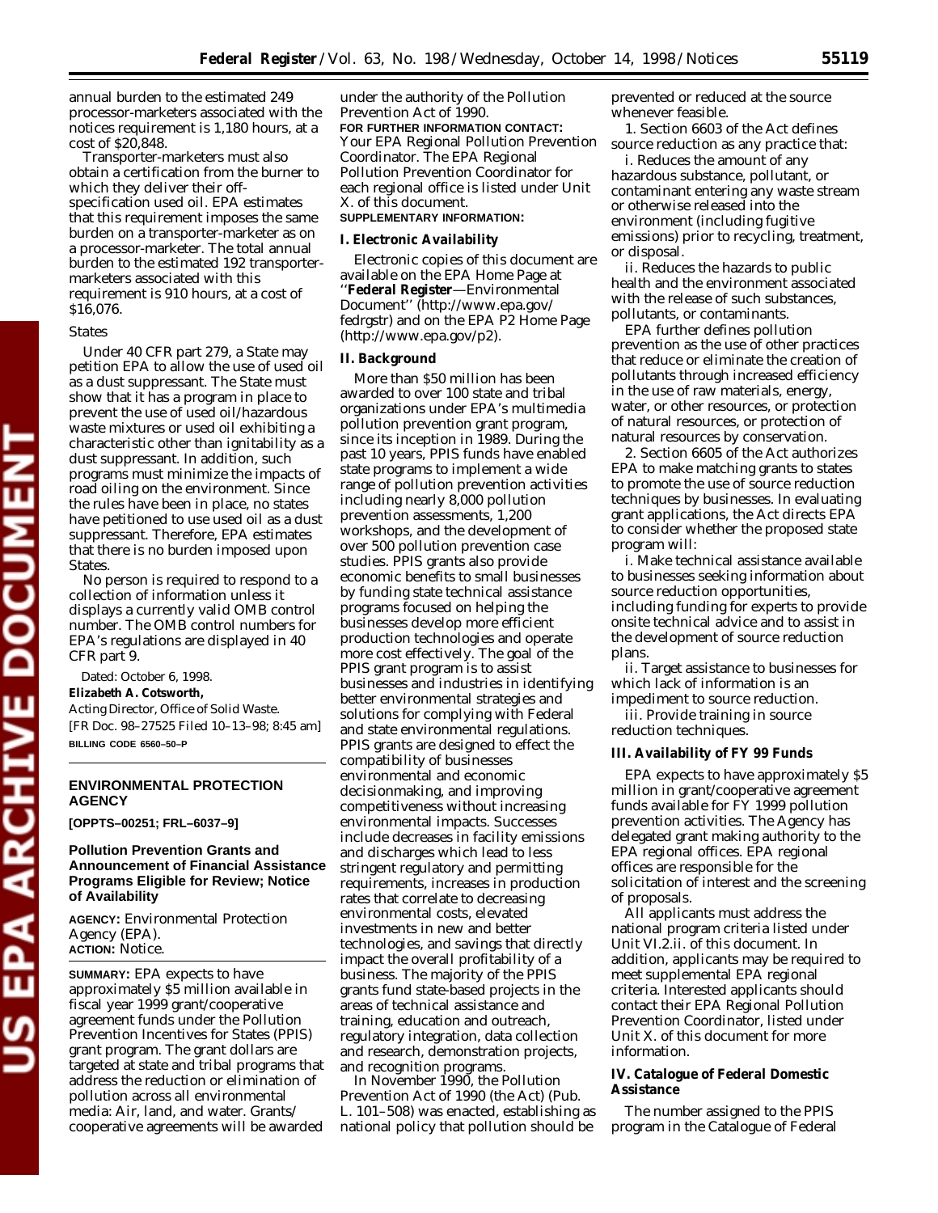annual burden to the estimated 249 processor-marketers associated with the notices requirement is 1,180 hours, at a cost of $20,848.

Transporter-marketers must also obtain a certification from the burner to which they deliver their off-specification used oil. EPA estimates that this requirement imposes the same burden on a transporter-marketer as on a processor-marketer. The total annual burden to the estimated 192 transporter-marketers associated with this requirement is 910 hours, at a cost of $16,076.

*States*

Under 40 CFR part 279, a State may petition EPA to allow the use of used oil as a dust suppressant. The State must show that it has a program in place to prevent the use of used oil/hazardous waste mixtures or used oil exhibiting a characteristic other than ignitability as a dust suppressant. In addition, such programs must minimize the impacts of road oiling on the environment. Since the rules have been in place, no states have petitioned to use used oil as a dust suppressant. Therefore, EPA estimates that there is no burden imposed upon States.

No person is required to respond to a collection of information unless it displays a currently valid OMB control number. The OMB control numbers for EPA's regulations are displayed in 40 CFR part 9.

Dated: October 6, 1998.

**Elizabeth A. Cotsworth,**

*Acting Director, Office of Solid Waste.*

[FR Doc. 98–27525 Filed 10–13–98; 8:45 am]

**BILLING CODE 6560–50–P**

---

## ENVIRONMENTAL PROTECTION AGENCY

**[OPPTS–00251; FRL–6037–9]**

## Pollution Prevention Grants and Announcement of Financial Assistance Programs Eligible for Review; Notice of Availability

**AGENCY:** Environmental Protection Agency (EPA).

**ACTION:** Notice.

**SUMMARY:** EPA expects to have approximately $5 million available in fiscal year 1999 grant/cooperative agreement funds under the Pollution Prevention Incentives for States (PPIS) grant program. The grant dollars are targeted at state and tribal programs that address the reduction or elimination of pollution across all environmental media: Air, land, and water. Grants/cooperative agreements will be awarded under the authority of the Pollution Prevention Act of 1990.

**FOR FURTHER INFORMATION CONTACT:** Your EPA Regional Pollution Prevention Coordinator. The EPA Regional Pollution Prevention Coordinator for each regional office is listed under Unit X. of this document.

**SUPPLEMENTARY INFORMATION:**

### I. Electronic Availability

Electronic copies of this document are available on the EPA Home Page at ''**Federal Register**—Environmental Document'' (http://www.epa.gov/fedrgstr) and on the EPA P2 Home Page (http://www.epa.gov/p2).

### II. Background

More than $50 million has been awarded to over 100 state and tribal organizations under EPA's multimedia pollution prevention grant program, since its inception in 1989. During the past 10 years, PPIS funds have enabled state programs to implement a wide range of pollution prevention activities including nearly 8,000 pollution prevention assessments, 1,200 workshops, and the development of over 500 pollution prevention case studies. PPIS grants also provide economic benefits to small businesses by funding state technical assistance programs focused on helping the businesses develop more efficient production technologies and operate more cost effectively. The goal of the PPIS grant program is to assist businesses and industries in identifying better environmental strategies and solutions for complying with Federal and state environmental regulations. PPIS grants are designed to effect the compatibility of businesses environmental and economic decisionmaking, and improving competitiveness without increasing environmental impacts. Successes include decreases in facility emissions and discharges which lead to less stringent regulatory and permitting requirements, increases in production rates that correlate to decreasing environmental costs, elevated investments in new and better technologies, and savings that directly impact the overall profitability of a business. The majority of the PPIS grants fund state-based projects in the areas of technical assistance and training, education and outreach, regulatory integration, data collection and research, demonstration projects, and recognition programs.

In November 1990, the Pollution Prevention Act of 1990 (the Act) (Pub. L. 101–508) was enacted, establishing as national policy that pollution should be prevented or reduced at the source whenever feasible.

1. Section 6603 of the Act defines source reduction as any practice that:

i. Reduces the amount of any hazardous substance, pollutant, or contaminant entering any waste stream or otherwise released into the environment (including fugitive emissions) prior to recycling, treatment, or disposal.

ii. Reduces the hazards to public health and the environment associated with the release of such substances, pollutants, or contaminants.

EPA further defines pollution prevention as the use of other practices that reduce or eliminate the creation of pollutants through increased efficiency in the use of raw materials, energy, water, or other resources, or protection of natural resources, or protection of natural resources by conservation.

2. Section 6605 of the Act authorizes EPA to make matching grants to states to promote the use of source reduction techniques by businesses. In evaluating grant applications, the Act directs EPA to consider whether the proposed state program will:

i. Make technical assistance available to businesses seeking information about source reduction opportunities, including funding for experts to provide onsite technical advice and to assist in the development of source reduction plans.

ii. Target assistance to businesses for which lack of information is an impediment to source reduction.

iii. Provide training in source reduction techniques.

### III. Availability of FY 99 Funds

EPA expects to have approximately $5 million in grant/cooperative agreement funds available for FY 1999 pollution prevention activities. The Agency has delegated grant making authority to the EPA regional offices. EPA regional offices are responsible for the solicitation of interest and the screening of proposals.

All applicants must address the national program criteria listed under Unit VI.2.ii. of this document. In addition, applicants may be required to meet supplemental EPA regional criteria. Interested applicants should contact their EPA Regional Pollution Prevention Coordinator, listed under Unit X. of this document for more information.

### IV. Catalogue of Federal Domestic Assistance

The number assigned to the PPIS program in the Catalogue of Federal